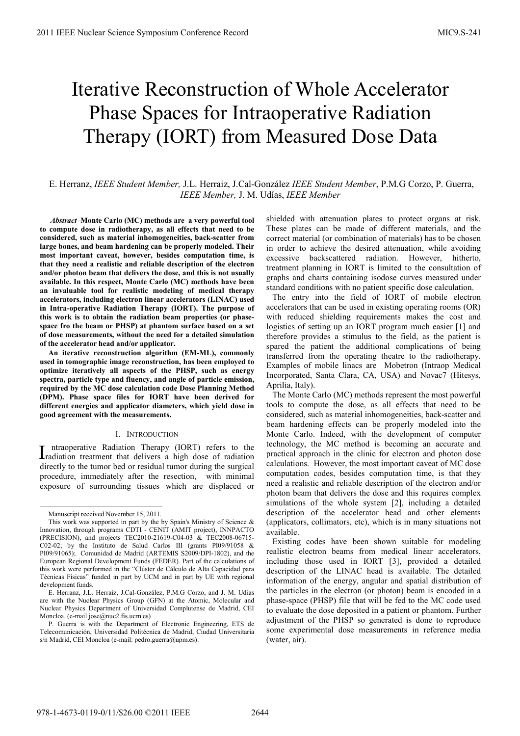# Iterative Reconstruction of Whole Accelerator Phase Spaces for Intraoperative Radiation Therapy (IORT) from Measured Dose Data

E. Herranz, *IEEE Student Member,* J.L. Herraiz, J.Cal-González *IEEE Student Member*, P.M.G Corzo, P. Guerra, *IEEE Member,* J. M. Udías, *IEEE Member*

***Abstract*–Monte Carlo (MC) methods are a very powerful tool to compute dose in radiotherapy, as all effects that need to be considered, such as material inhomogeneities, back-scatter from large bones, and beam hardening can be properly modeled. Their most important caveat, however, besides computation time, is that they need a realistic and reliable description of the electron and/or photon beam that delivers the dose, and this is not usually available. In this respect, Monte Carlo (MC) methods have been an invaluable tool for realistic modeling of medical therapy accelerators, including electron linear accelerators (LINAC) used in Intra-operative Radiation Therapy (IORT). The purpose of this work is to obtain the radiation beam properties (or phase-space fro the beam or PHSP) at phantom surface based on a set of dose measurements, without the need for a detailed simulation of the accelerator head and/or applicator.**

**An iterative reconstruction algorithm (EM-ML), commonly used in tomographic image reconstruction, has been employed to optimize iteratively all aspects of the PHSP, such as energy spectra, particle type and fluency, and angle of particle emission, required by the MC dose calculation code Dose Planning Method (DPM). Phase space files for IORT have been derived for different energies and applicator diameters, which yield dose in good agreement with the measurements.**

## I. Introduction

Intraoperative Radiation Therapy (IORT) refers to the radiation treatment that delivers a high dose of radiation directly to the tumor bed or residual tumor during the surgical procedure, immediately after the resection, with minimal exposure of surrounding tissues which are displaced or shielded with attenuation plates to protect organs at risk. These plates can be made of different materials, and the correct material (or combination of materials) has to be chosen in order to achieve the desired attenuation, while avoiding excessive backscattered radiation. However, hitherto, treatment planning in IORT is limited to the consultation of graphs and charts containing isodose curves measured under standard conditions with no patient specific dose calculation.

The entry into the field of IORT of mobile electron accelerators that can be used in existing operating rooms (OR) with reduced shielding requirements makes the cost and logistics of setting up an IORT program much easier [1] and therefore provides a stimulus to the field, as the patient is spared the patient the additional complications of being transferred from the operating theatre to the radiotherapy. Examples of mobile linacs are Mobetron (Intraop Medical Incorporated, Santa Clara, CA, USA) and Novac7 (Hitesys, Aprilia, Italy).

The Monte Carlo (MC) methods represent the most powerful tools to compute the dose, as all effects that need to be considered, such as material inhomogeneities, back-scatter and beam hardening effects can be properly modeled into the Monte Carlo. Indeed, with the development of computer technology, the MC method is becoming an accurate and practical approach in the clinic for electron and photon dose calculations. However, the most important caveat of MC dose computation codes, besides computation time, is that they need a realistic and reliable description of the electron and/or photon beam that delivers the dose and this requires complex simulations of the whole system [2], including a detailed description of the accelerator head and other elements (applicators, collimators, etc), which is in many situations not available.

Existing codes have been shown suitable for modeling realistic electron beams from medical linear accelerators, including those used in IORT [3], provided a detailed description of the LINAC head is available. The detailed information of the energy, angular and spatial distribution of the particles in the electron (or photon) beam is encoded in a phase-space (PHSP) file that will be fed to the MC code used to evaluate the dose deposited in a patient or phantom. Further adjustment of the PHSP so generated is done to reproduce some experimental dose measurements in reference media (water, air).

Manuscript received November 15, 2011.

This work was supported in part by the by Spain's Ministry of Science & Innovation, through programs CDTI - CENIT (AMIT project), INNPACTO (PRECISION), and projects TEC2010-21619-C04-03 & TEC2008-06715-C02-02; by the Instituto de Salud Carlos III (grants PI09/91058 & PI09/91065); Comunidad de Madrid (ARTEMIS S2009/DPI-1802), and the European Regional Development Funds (FEDER). Part of the calculations of this work were performed in the "Clúster de Cálculo de Alta Capacidad para Técnicas Físicas" funded in part by UCM and in part by UE with regional development funds.

E. Herranz, J.L. Herraiz, J.Cal-González, P.M.G Corzo, and J. M. Udías are with the Nuclear Physics Group (GFN) at the Atomic, Molecular and Nuclear Physics Department of Universidad Complutense de Madrid, CEI Moncloa. (e-mail jose@nuc2.fis.ucm.es)

P. Guerra is with the Department of Electronic Engineering, ETS de Telecomunicación, Universidad Politécnica de Madrid, Ciudad Universitaria s/n Madrid, CEI Moncloa (e-mail: pedro.guerra@upm.es).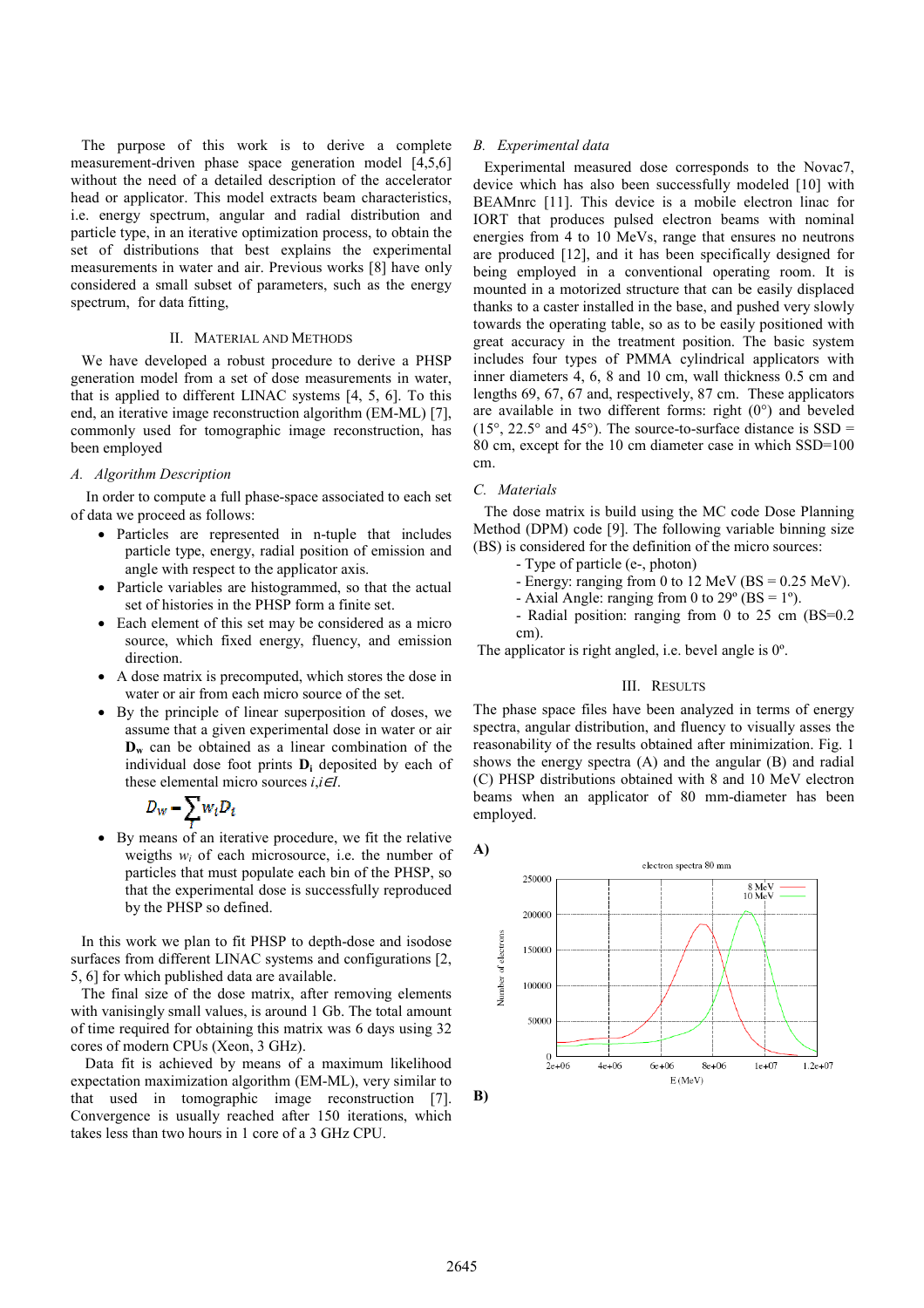The purpose of this work is to derive a complete measurement-driven phase space generation model [4,5,6] without the need of a detailed description of the accelerator head or applicator. This model extracts beam characteristics, i.e. energy spectrum, angular and radial distribution and particle type, in an iterative optimization process, to obtain the set of distributions that best explains the experimental measurements in water and air. Previous works [8] have only considered a small subset of parameters, such as the energy spectrum, for data fitting,

## II. Material and Methods

We have developed a robust procedure to derive a PHSP generation model from a set of dose measurements in water, that is applied to different LINAC systems [4, 5, 6]. To this end, an iterative image reconstruction algorithm (EM-ML) [7], commonly used for tomographic image reconstruction, has been employed

### A. Algorithm Description

In order to compute a full phase-space associated to each set of data we proceed as follows:

- Particles are represented in n-tuple that includes particle type, energy, radial position of emission and angle with respect to the applicator axis.
- Particle variables are histogrammed, so that the actual set of histories in the PHSP form a finite set.
- Each element of this set may be considered as a micro source, which fixed energy, fluency, and emission direction.
- A dose matrix is precomputed, which stores the dose in water or air from each micro source of the set.
- By the principle of linear superposition of doses, we assume that a given experimental dose in water or air $\mathbf{D_w}$ can be obtained as a linear combination of the individual dose foot prints $\mathbf{D_i}$ deposited by each of these elemental micro sources $i, i \in I$.

$$D_W = \sum_I w_i D_i$$

- By means of an iterative procedure, we fit the relative weigths $w_i$ of each microsource, i.e. the number of particles that must populate each bin of the PHSP, so that the experimental dose is successfully reproduced by the PHSP so defined.

In this work we plan to fit PHSP to depth-dose and isodose surfaces from different LINAC systems and configurations [2, 5, 6] for which published data are available.

The final size of the dose matrix, after removing elements with vanisingly small values, is around 1 Gb. The total amount of time required for obtaining this matrix was 6 days using 32 cores of modern CPUs (Xeon, 3 GHz).

Data fit is achieved by means of a maximum likelihood expectation maximization algorithm (EM-ML), very similar to that used in tomographic image reconstruction [7]. Convergence is usually reached after 150 iterations, which takes less than two hours in 1 core of a 3 GHz CPU.

### B. Experimental data

Experimental measured dose corresponds to the Novac7, device which has also been successfully modeled [10] with BEAMnrc [11]. This device is a mobile electron linac for IORT that produces pulsed electron beams with nominal energies from 4 to 10 MeVs, range that ensures no neutrons are produced [12], and it has been specifically designed for being employed in a conventional operating room. It is mounted in a motorized structure that can be easily displaced thanks to a caster installed in the base, and pushed very slowly towards the operating table, so as to be easily positioned with great accuracy in the treatment position. The basic system includes four types of PMMA cylindrical applicators with inner diameters 4, 6, 8 and 10 cm, wall thickness 0.5 cm and lengths 69, 67, 67 and, respectively, 87 cm. These applicators are available in two different forms: right (0°) and beveled (15°, 22.5° and 45°). The source-to-surface distance is SSD = 80 cm, except for the 10 cm diameter case in which SSD=100 cm.

### C. Materials

The dose matrix is build using the MC code Dose Planning Method (DPM) code [9]. The following variable binning size (BS) is considered for the definition of the micro sources:

- Type of particle (e-, photon)
- Energy: ranging from 0 to 12 MeV (BS = 0.25 MeV).
- Axial Angle: ranging from 0 to 29º (BS = 1º).
- Radial position: ranging from 0 to 25 cm (BS=0.2 cm).

The applicator is right angled, i.e. bevel angle is 0º.

## III. Results

The phase space files have been analyzed in terms of energy spectra, angular distribution, and fluency to visually asses the reasonability of the results obtained after minimization. Fig. 1 shows the energy spectra (A) and the angular (B) and radial (C) PHSP distributions obtained with 8 and 10 MeV electron beams when an applicator of 80 mm-diameter has been employed.

**A)**

**B)**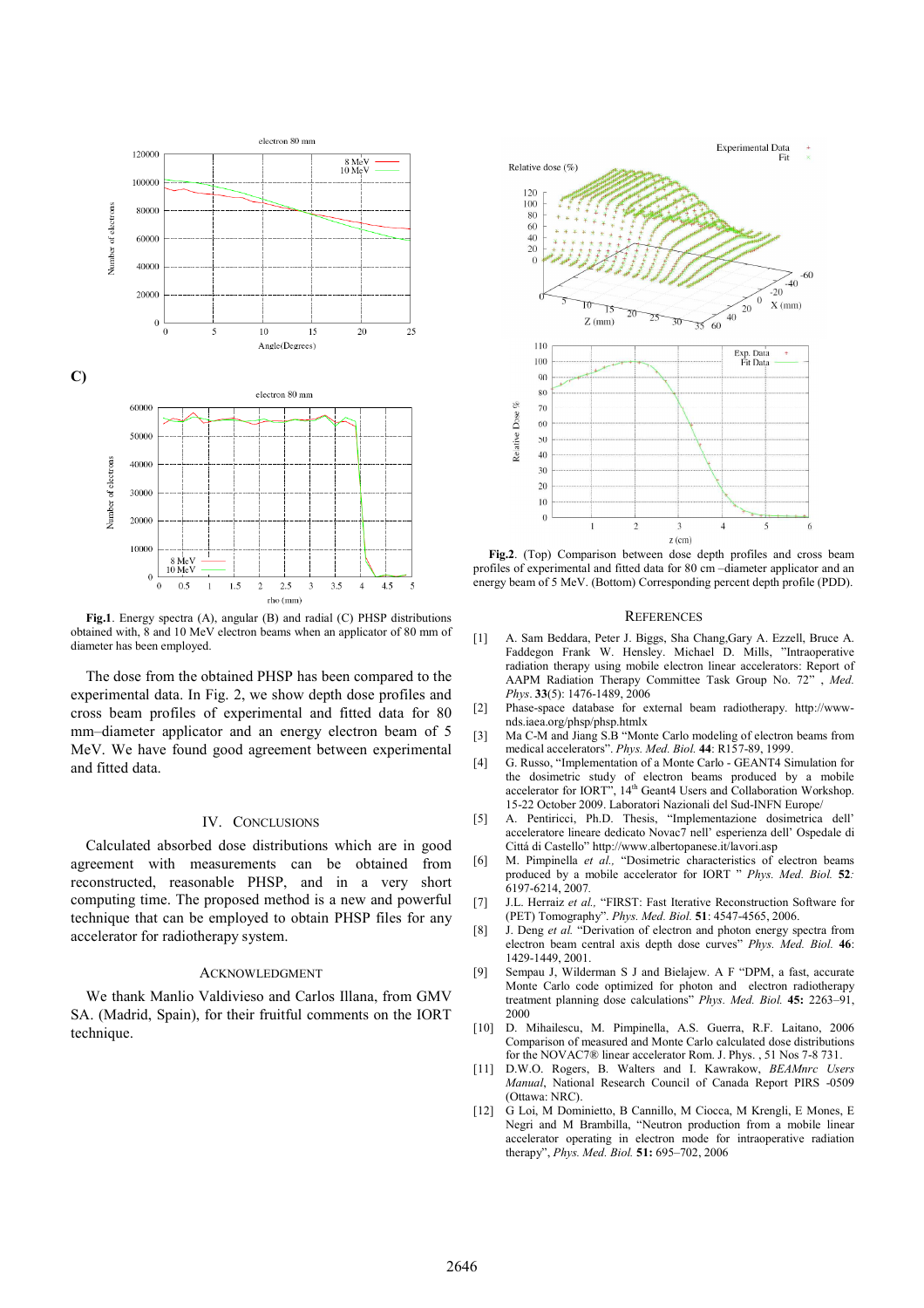electron 80 mm

120000
100000
80000
60000
40000
20000
0

Number of electrons

0 5 10 15 20 25

Angle(Degrees)

8 MeV
10 MeV

C)

electron 80 mm

60000
50000
40000
30000
20000
10000
0

Number of electrons

0 0.5 1 1.5 2 2.5 3 3.5 4 4.5 5

rho (mm)

8 MeV
10 MeV

**Fig.1**. Energy spectra (A), angular (B) and radial (C) PHSP distributions obtained with, 8 and 10 MeV electron beams when an applicator of 80 mm of diameter has been employed.

The dose from the obtained PHSP has been compared to the experimental data. In Fig. 2, we show depth dose profiles and cross beam profiles of experimental and fitted data for 80 mm–diameter applicator and an energy electron beam of 5 MeV. We have found good agreement between experimental and fitted data.

## IV. Conclusions

Calculated absorbed dose distributions which are in good agreement with measurements can be obtained from reconstructed, reasonable PHSP, and in a very short computing time. The proposed method is a new and powerful technique that can be employed to obtain PHSP files for any accelerator for radiotherapy system.

## Acknowledgment

We thank Manlio Valdivieso and Carlos Illana, from GMV SA. (Madrid, Spain), for their fruitful comments on the IORT technique.

Experimental Data
Fit

Relative dose (%)

120
100
80
60
40
20
0

0 5 10 15 20 25 30 35

Z (mm)

-60 -40 -20 0 20 40 60

X (mm)

110
100
90
80
70
60
50
40
30
20
10
0

Relative Dose %

1 2 3 4 5 6

z (cm)

Exp. Data
Fit Data

**Fig.2**. (Top) Comparison between dose depth profiles and cross beam profiles of experimental and fitted data for 80 cm –diameter applicator and an energy beam of 5 MeV. (Bottom) Corresponding percent depth profile (PDD).

## References

[1] A. Sam Beddara, Peter J. Biggs, Sha Chang,Gary A. Ezzell, Bruce A. Faddegon Frank W. Hensley. Michael D. Mills, "Intraoperative radiation therapy using mobile electron linear accelerators: Report of AAPM Radiation Therapy Committee Task Group No. 72" , *Med. Phys*. **33**(5): 1476-1489, 2006

[2] Phase-space database for external beam radiotherapy. http://www-nds.iaea.org/phsp/phsp.htmlx

[3] Ma C-M and Jiang S.B "Monte Carlo modeling of electron beams from medical accelerators". *Phys. Med. Biol.* **44**: R157-89, 1999.

[4] G. Russo, "Implementation of a Monte Carlo - GEANT4 Simulation for the dosimetric study of electron beams produced by a mobile accelerator for IORT", 14th Geant4 Users and Collaboration Workshop. 15-22 October 2009. Laboratori Nazionali del Sud-INFN Europe/

[5] A. Pentiricci, Ph.D. Thesis, "Implementazione dosimetrica dell' acceleratore lineare dedicato Novac7 nell' esperienza dell' Ospedale di Cittá di Castello" http://www.albertopanese.it/lavori.asp

[6] M. Pimpinella *et al.,* "Dosimetric characteristics of electron beams produced by a mobile accelerator for IORT " *Phys. Med. Biol.* **52***:* 6197-6214, 2007.

[7] J.L. Herraiz *et al.,* "FIRST: Fast Iterative Reconstruction Software for (PET) Tomography". *Phys. Med. Biol.* **51**: 4547-4565, 2006.

[8] J. Deng *et al.* "Derivation of electron and photon energy spectra from electron beam central axis depth dose curves" *Phys. Med. Biol.* **46**: 1429-1449, 2001.

[9] Sempau J, Wilderman S J and Bielajew. A F "DPM, a fast, accurate Monte Carlo code optimized for photon and electron radiotherapy treatment planning dose calculations" *Phys. Med. Biol.* **45:** 2263–91, 2000

[10] D. Mihailescu, M. Pimpinella, A.S. Guerra, R.F. Laitano, 2006 Comparison of measured and Monte Carlo calculated dose distributions for the NOVAC7® linear accelerator Rom. J. Phys. , 51 Nos 7-8 731.

[11] D.W.O. Rogers, B. Walters and I. Kawrakow, *BEAMnrc Users Manual*, National Research Council of Canada Report PIRS -0509 (Ottawa: NRC).

[12] G Loi, M Dominietto, B Cannillo, M Ciocca, M Krengli, E Mones, E Negri and M Brambilla, "Neutron production from a mobile linear accelerator operating in electron mode for intraoperative radiation therapy", *Phys. Med. Biol.* **51:** 695–702, 2006